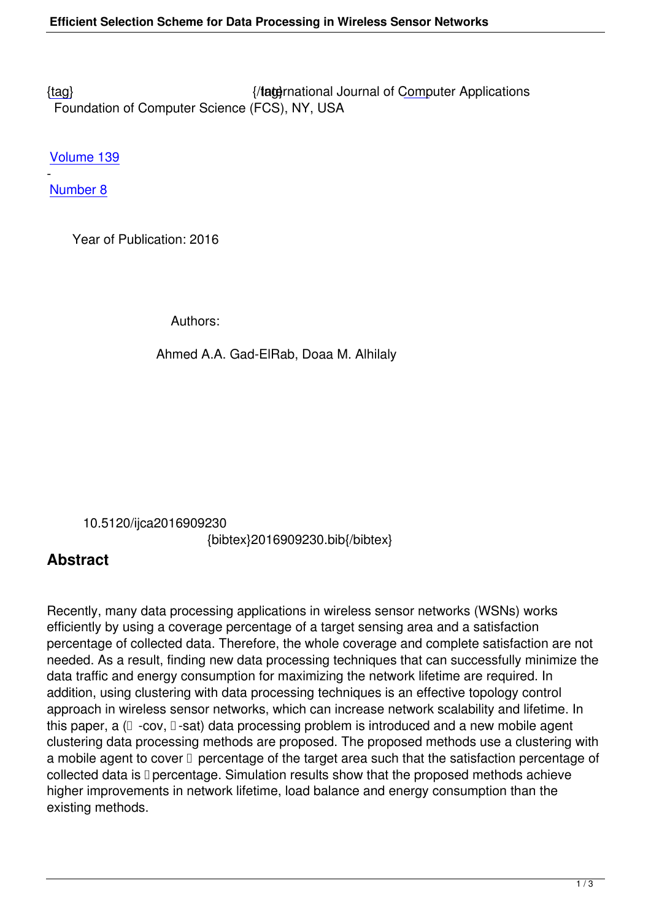{tag} {/tag}International Journal of Computer Applications
Foundation of Computer Science (FCS), NY, USA

Volume 139
-
Number 8

Year of Publication: 2016

Authors:

Ahmed A.A. Gad-ElRab, Doaa M. Alhilaly

10.5120/ijca2016909230
{bibtex}2016909230.bib{/bibtex}

## Abstract

Recently, many data processing applications in wireless sensor networks (WSNs) works efficiently by using a coverage percentage of a target sensing area and a satisfaction percentage of collected data. Therefore, the whole coverage and complete satisfaction are not needed. As a result, finding new data processing techniques that can successfully minimize the data traffic and energy consumption for maximizing the network lifetime are required. In addition, using clustering with data processing techniques is an effective topology control approach in wireless sensor networks, which can increase network scalability and lifetime. In this paper, a (□ -cov, □-sat) data processing problem is introduced and a new mobile agent clustering data processing methods are proposed. The proposed methods use a clustering with a mobile agent to cover □ percentage of the target area such that the satisfaction percentage of collected data is □ percentage. Simulation results show that the proposed methods achieve higher improvements in network lifetime, load balance and energy consumption than the existing methods.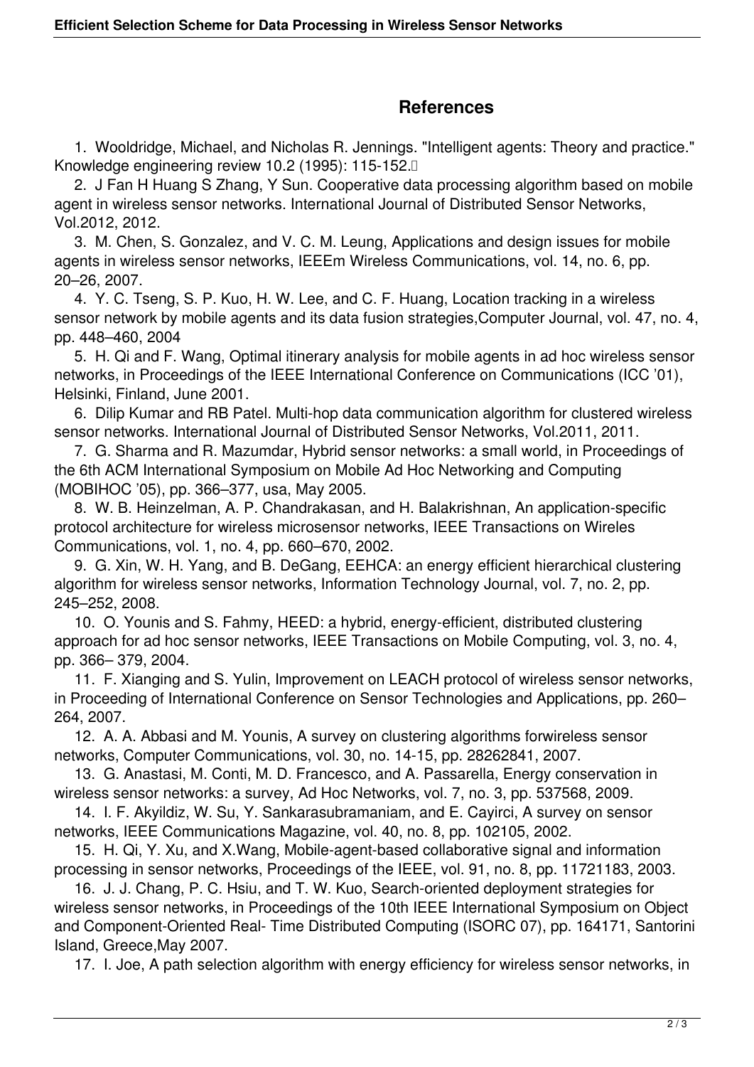## References

1. Wooldridge, Michael, and Nicholas R. Jennings. "Intelligent agents: Theory and practice." Knowledge engineering review 10.2 (1995): 115-152.
2. J Fan H Huang S Zhang, Y Sun. Cooperative data processing algorithm based on mobile agent in wireless sensor networks. International Journal of Distributed Sensor Networks, Vol.2012, 2012.
3. M. Chen, S. Gonzalez, and V. C. M. Leung, Applications and design issues for mobile agents in wireless sensor networks, IEEEm Wireless Communications, vol. 14, no. 6, pp. 20–26, 2007.
4. Y. C. Tseng, S. P. Kuo, H. W. Lee, and C. F. Huang, Location tracking in a wireless sensor network by mobile agents and its data fusion strategies,Computer Journal, vol. 47, no. 4, pp. 448–460, 2004
5. H. Qi and F. Wang, Optimal itinerary analysis for mobile agents in ad hoc wireless sensor networks, in Proceedings of the IEEE International Conference on Communications (ICC '01), Helsinki, Finland, June 2001.
6. Dilip Kumar and RB Patel. Multi-hop data communication algorithm for clustered wireless sensor networks. International Journal of Distributed Sensor Networks, Vol.2011, 2011.
7. G. Sharma and R. Mazumdar, Hybrid sensor networks: a small world, in Proceedings of the 6th ACM International Symposium on Mobile Ad Hoc Networking and Computing (MOBIHOC '05), pp. 366–377, usa, May 2005.
8. W. B. Heinzelman, A. P. Chandrakasan, and H. Balakrishnan, An application-specific protocol architecture for wireless microsensor networks, IEEE Transactions on Wireles Communications, vol. 1, no. 4, pp. 660–670, 2002.
9. G. Xin, W. H. Yang, and B. DeGang, EEHCA: an energy efficient hierarchical clustering algorithm for wireless sensor networks, Information Technology Journal, vol. 7, no. 2, pp. 245–252, 2008.
10. O. Younis and S. Fahmy, HEED: a hybrid, energy-efficient, distributed clustering approach for ad hoc sensor networks, IEEE Transactions on Mobile Computing, vol. 3, no. 4, pp. 366– 379, 2004.
11. F. Xianging and S. Yulin, Improvement on LEACH protocol of wireless sensor networks, in Proceeding of International Conference on Sensor Technologies and Applications, pp. 260–264, 2007.
12. A. A. Abbasi and M. Younis, A survey on clustering algorithms forwireless sensor networks, Computer Communications, vol. 30, no. 14-15, pp. 28262841, 2007.
13. G. Anastasi, M. Conti, M. D. Francesco, and A. Passarella, Energy conservation in wireless sensor networks: a survey, Ad Hoc Networks, vol. 7, no. 3, pp. 537568, 2009.
14. I. F. Akyildiz, W. Su, Y. Sankarasubramaniam, and E. Cayirci, A survey on sensor networks, IEEE Communications Magazine, vol. 40, no. 8, pp. 102105, 2002.
15. H. Qi, Y. Xu, and X.Wang, Mobile-agent-based collaborative signal and information processing in sensor networks, Proceedings of the IEEE, vol. 91, no. 8, pp. 11721183, 2003.
16. J. J. Chang, P. C. Hsiu, and T. W. Kuo, Search-oriented deployment strategies for wireless sensor networks, in Proceedings of the 10th IEEE International Symposium on Object and Component-Oriented Real- Time Distributed Computing (ISORC 07), pp. 164171, Santorini Island, Greece,May 2007.
17. I. Joe, A path selection algorithm with energy efficiency for wireless sensor networks, in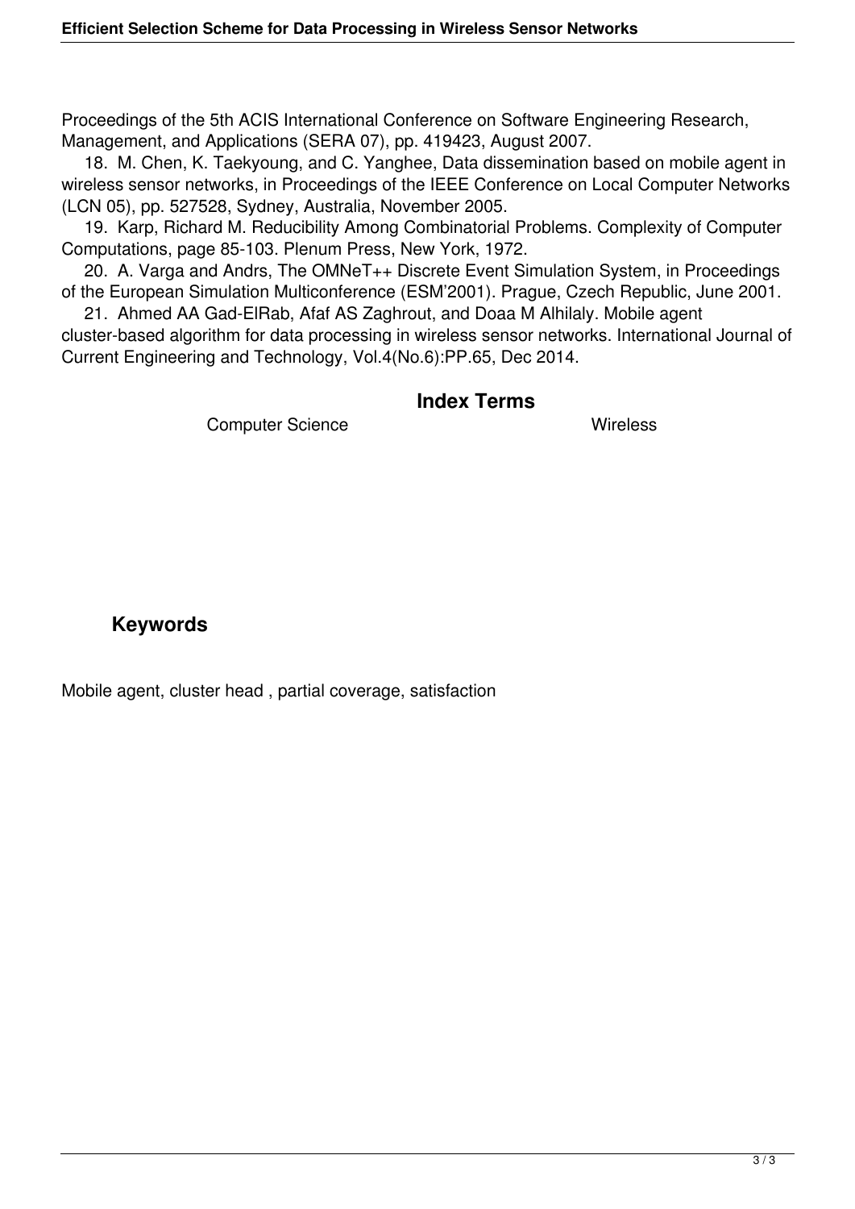Proceedings of the 5th ACIS International Conference on Software Engineering Research, Management, and Applications (SERA 07), pp. 419423, August 2007.

18. M. Chen, K. Taekyoung, and C. Yanghee, Data dissemination based on mobile agent in wireless sensor networks, in Proceedings of the IEEE Conference on Local Computer Networks (LCN 05), pp. 527528, Sydney, Australia, November 2005.

19. Karp, Richard M. Reducibility Among Combinatorial Problems. Complexity of Computer Computations, page 85-103. Plenum Press, New York, 1972.

20. A. Varga and Andrs, The OMNeT++ Discrete Event Simulation System, in Proceedings of the European Simulation Multiconference (ESM'2001). Prague, Czech Republic, June 2001.

21. Ahmed AA Gad-ElRab, Afaf AS Zaghrout, and Doaa M Alhilaly. Mobile agent cluster-based algorithm for data processing in wireless sensor networks. International Journal of Current Engineering and Technology, Vol.4(No.6):PP.65, Dec 2014.

## Index Terms

Computer Science

Wireless

## Keywords

Mobile agent, cluster head , partial coverage, satisfaction